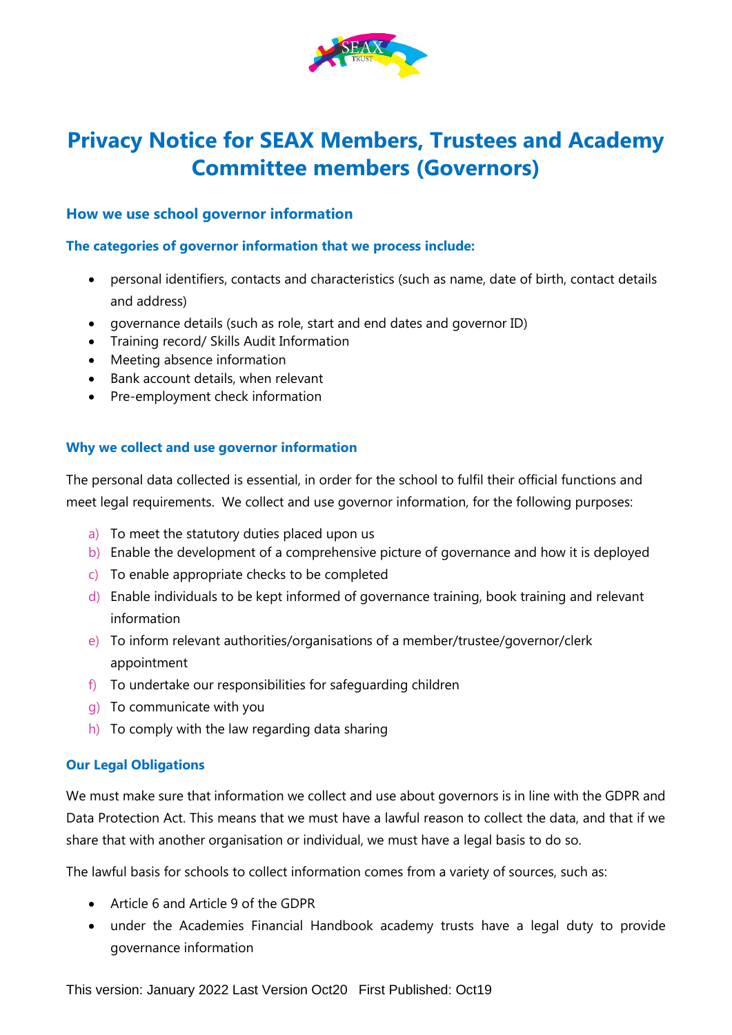# Privacy Notice for SEAX Members, Trustees and Academy Committee members (Governors)

## How we use school governor information

### The categories of governor information that we process include:

- personal identifiers, contacts and characteristics (such as name, date of birth, contact details and address)
- governance details (such as role, start and end dates and governor ID)
- Training record/ Skills Audit Information
- Meeting absence information
- Bank account details, when relevant
- Pre-employment check information

### Why we collect and use governor information

The personal data collected is essential, in order for the school to fulfil their official functions and meet legal requirements. We collect and use governor information, for the following purposes:

a) To meet the statutory duties placed upon us
b) Enable the development of a comprehensive picture of governance and how it is deployed
c) To enable appropriate checks to be completed
d) Enable individuals to be kept informed of governance training, book training and relevant information
e) To inform relevant authorities/organisations of a member/trustee/governor/clerk appointment
f) To undertake our responsibilities for safeguarding children
g) To communicate with you
h) To comply with the law regarding data sharing

### Our Legal Obligations

We must make sure that information we collect and use about governors is in line with the GDPR and Data Protection Act. This means that we must have a lawful reason to collect the data, and that if we share that with another organisation or individual, we must have a legal basis to do so.

The lawful basis for schools to collect information comes from a variety of sources, such as:

- Article 6 and Article 9 of the GDPR
- under the Academies Financial Handbook academy trusts have a legal duty to provide governance information

This version: January 2022 Last Version Oct20 First Published: Oct19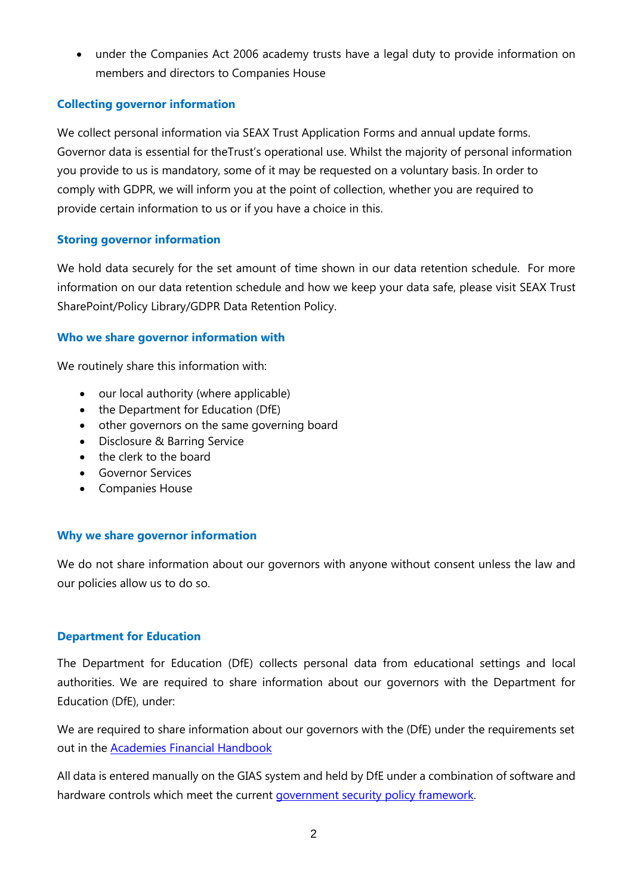- under the Companies Act 2006 academy trusts have a legal duty to provide information on members and directors to Companies House

### Collecting governor information

We collect personal information via SEAX Trust Application Forms and annual update forms. Governor data is essential for theTrust's operational use. Whilst the majority of personal information you provide to us is mandatory, some of it may be requested on a voluntary basis. In order to comply with GDPR, we will inform you at the point of collection, whether you are required to provide certain information to us or if you have a choice in this.

### Storing governor information

We hold data securely for the set amount of time shown in our data retention schedule. For more information on our data retention schedule and how we keep your data safe, please visit SEAX Trust SharePoint/Policy Library/GDPR Data Retention Policy.

### Who we share governor information with

We routinely share this information with:

- our local authority (where applicable)
- the Department for Education (DfE)
- other governors on the same governing board
- Disclosure & Barring Service
- the clerk to the board
- Governor Services
- Companies House

### Why we share governor information

We do not share information about our governors with anyone without consent unless the law and our policies allow us to do so.

### Department for Education

The Department for Education (DfE) collects personal data from educational settings and local authorities. We are required to share information about our governors with the Department for Education (DfE), under:

We are required to share information about our governors with the (DfE) under the requirements set out in the [Academies Financial Handbook](#)

All data is entered manually on the GIAS system and held by DfE under a combination of software and hardware controls which meet the current [government security policy framework](#).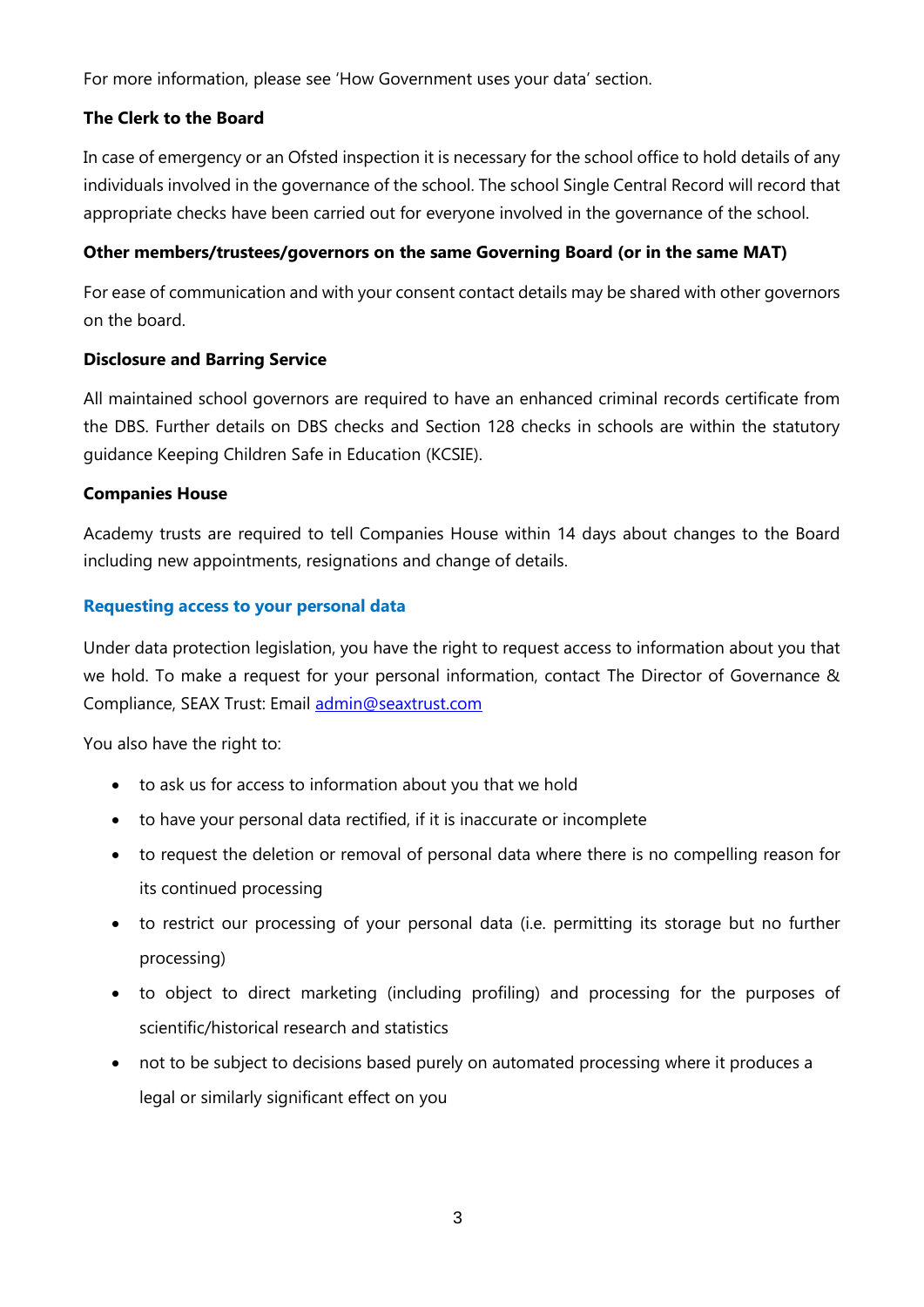For more information, please see 'How Government uses your data' section.

**The Clerk to the Board**

In case of emergency or an Ofsted inspection it is necessary for the school office to hold details of any individuals involved in the governance of the school. The school Single Central Record will record that appropriate checks have been carried out for everyone involved in the governance of the school.

**Other members/trustees/governors on the same Governing Board (or in the same MAT)**

For ease of communication and with your consent contact details may be shared with other governors on the board.

**Disclosure and Barring Service**

All maintained school governors are required to have an enhanced criminal records certificate from the DBS. Further details on DBS checks and Section 128 checks in schools are within the statutory guidance Keeping Children Safe in Education (KCSIE).

**Companies House**

Academy trusts are required to tell Companies House within 14 days about changes to the Board including new appointments, resignations and change of details.

### Requesting access to your personal data

Under data protection legislation, you have the right to request access to information about you that we hold. To make a request for your personal information, contact The Director of Governance & Compliance, SEAX Trust: Email admin@seaxtrust.com

You also have the right to:

- to ask us for access to information about you that we hold
- to have your personal data rectified, if it is inaccurate or incomplete
- to request the deletion or removal of personal data where there is no compelling reason for its continued processing
- to restrict our processing of your personal data (i.e. permitting its storage but no further processing)
- to object to direct marketing (including profiling) and processing for the purposes of scientific/historical research and statistics
- not to be subject to decisions based purely on automated processing where it produces a legal or similarly significant effect on you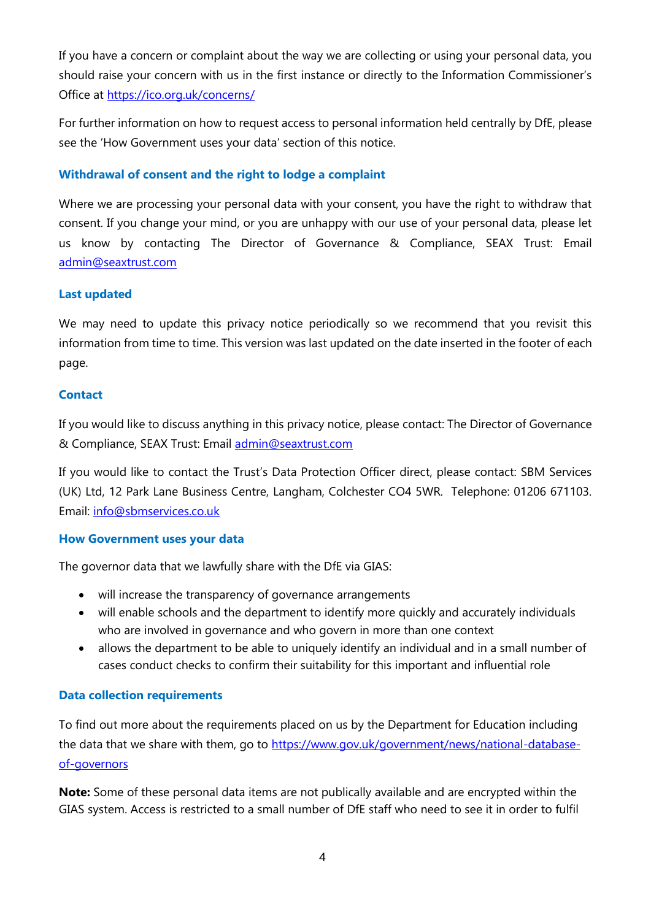If you have a concern or complaint about the way we are collecting or using your personal data, you should raise your concern with us in the first instance or directly to the Information Commissioner's Office at https://ico.org.uk/concerns/

For further information on how to request access to personal information held centrally by DfE, please see the 'How Government uses your data' section of this notice.

### Withdrawal of consent and the right to lodge a complaint

Where we are processing your personal data with your consent, you have the right to withdraw that consent. If you change your mind, or you are unhappy with our use of your personal data, please let us know by contacting The Director of Governance & Compliance, SEAX Trust: Email admin@seaxtrust.com

### Last updated

We may need to update this privacy notice periodically so we recommend that you revisit this information from time to time. This version was last updated on the date inserted in the footer of each page.

### Contact

If you would like to discuss anything in this privacy notice, please contact: The Director of Governance & Compliance, SEAX Trust: Email admin@seaxtrust.com

If you would like to contact the Trust's Data Protection Officer direct, please contact: SBM Services (UK) Ltd, 12 Park Lane Business Centre, Langham, Colchester CO4 5WR. Telephone: 01206 671103. Email: info@sbmservices.co.uk

### How Government uses your data

The governor data that we lawfully share with the DfE via GIAS:

- will increase the transparency of governance arrangements
- will enable schools and the department to identify more quickly and accurately individuals who are involved in governance and who govern in more than one context
- allows the department to be able to uniquely identify an individual and in a small number of cases conduct checks to confirm their suitability for this important and influential role

### Data collection requirements

To find out more about the requirements placed on us by the Department for Education including the data that we share with them, go to https://www.gov.uk/government/news/national-database-of-governors

**Note:** Some of these personal data items are not publically available and are encrypted within the GIAS system. Access is restricted to a small number of DfE staff who need to see it in order to fulfil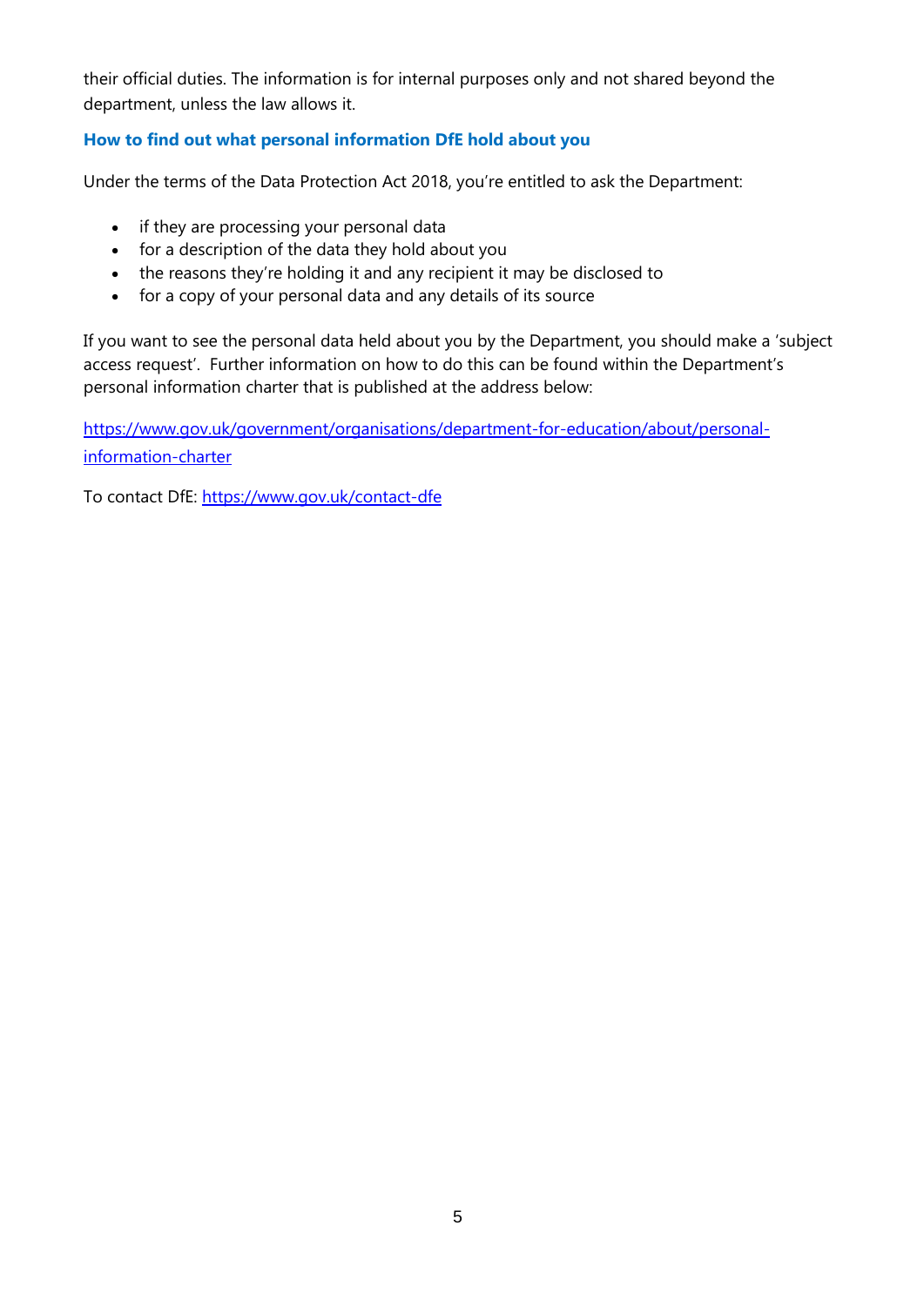their official duties. The information is for internal purposes only and not shared beyond the department, unless the law allows it.

### How to find out what personal information DfE hold about you

Under the terms of the Data Protection Act 2018, you're entitled to ask the Department:

- if they are processing your personal data
- for a description of the data they hold about you
- the reasons they're holding it and any recipient it may be disclosed to
- for a copy of your personal data and any details of its source

If you want to see the personal data held about you by the Department, you should make a 'subject access request'. Further information on how to do this can be found within the Department's personal information charter that is published at the address below:

[https://www.gov.uk/government/organisations/department-for-education/about/personal-information-charter](https://www.gov.uk/government/organisations/department-for-education/about/personal-information-charter)

To contact DfE: [https://www.gov.uk/contact-dfe](https://www.gov.uk/contact-dfe)